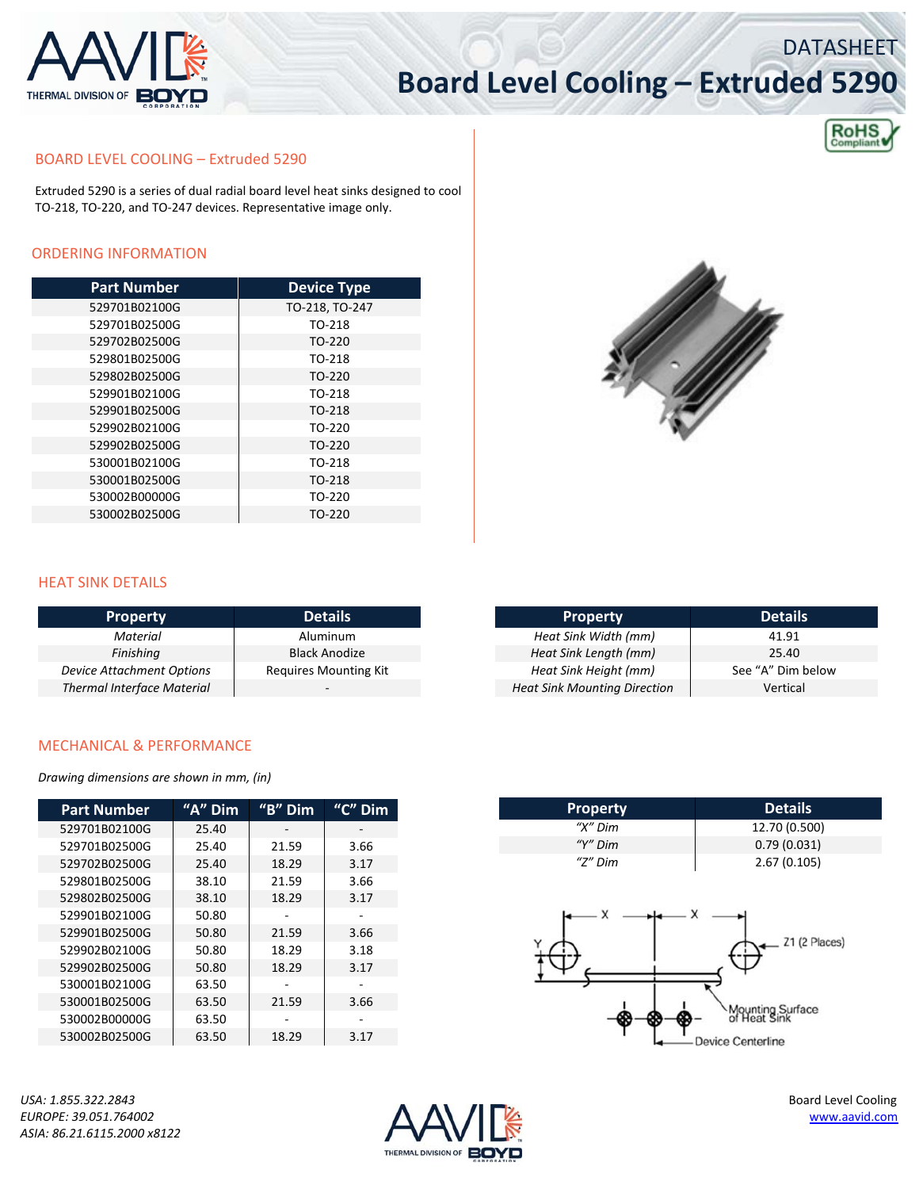# DATASHEET

# Board Level Cooling – Extruded 5290

RoHS Compliant

## BOARD LEVEL COOLING – Extruded 5290

Extruded 5290 is a series of dual radial board level heat sinks designed to cool TO-218, TO-220, and TO-247 devices. Representative image only.

## ORDERING INFORMATION

| Part Number | Device Type |
|---|---|
| 529701B02100G | TO-218, TO-247 |
| 529701B02500G | TO-218 |
| 529702B02500G | TO-220 |
| 529801B02500G | TO-218 |
| 529802B02500G | TO-220 |
| 529901B02100G | TO-218 |
| 529901B02500G | TO-218 |
| 529902B02100G | TO-220 |
| 529902B02500G | TO-220 |
| 530001B02100G | TO-218 |
| 530001B02500G | TO-218 |
| 530002B00000G | TO-220 |
| 530002B02500G | TO-220 |

## HEAT SINK DETAILS

| Property | Details |
|---|---|
| *Material* | Aluminum |
| *Finishing* | Black Anodize |
| *Device Attachment Options* | Requires Mounting Kit |
| *Thermal Interface Material* | - |

| Property | Details |
|---|---|
| *Heat Sink Width (mm)* | 41.91 |
| *Heat Sink Length (mm)* | 25.40 |
| *Heat Sink Height (mm)* | See "A" Dim below |
| *Heat Sink Mounting Direction* | Vertical |

## MECHANICAL & PERFORMANCE

*Drawing dimensions are shown in mm, (in)*

| Part Number | "A" Dim | "B" Dim | "C" Dim |
|---|---|---|---|
| 529701B02100G | 25.40 | - | - |
| 529701B02500G | 25.40 | 21.59 | 3.66 |
| 529702B02500G | 25.40 | 18.29 | 3.17 |
| 529801B02500G | 38.10 | 21.59 | 3.66 |
| 529802B02500G | 38.10 | 18.29 | 3.17 |
| 529901B02100G | 50.80 | - | - |
| 529901B02500G | 50.80 | 21.59 | 3.66 |
| 529902B02100G | 50.80 | 18.29 | 3.18 |
| 529902B02500G | 50.80 | 18.29 | 3.17 |
| 530001B02100G | 63.50 | - | - |
| 530001B02500G | 63.50 | 21.59 | 3.66 |
| 530002B00000G | 63.50 | - | - |
| 530002B02500G | 63.50 | 18.29 | 3.17 |

| Property | Details |
|---|---|
| *"X" Dim* | 12.70 (0.500) |
| *"Y" Dim* | 0.79 (0.031) |
| *"Z" Dim* | 2.67 (0.105) |

X, X, Y, Z1 (2 Places), Mounting Surface of Heat Sink, Device Centerline

USA: 1.855.322.2843
EUROPE: 39.051.764002
ASIA: 86.21.6115.2000 x8122

Board Level Cooling
www.aavid.com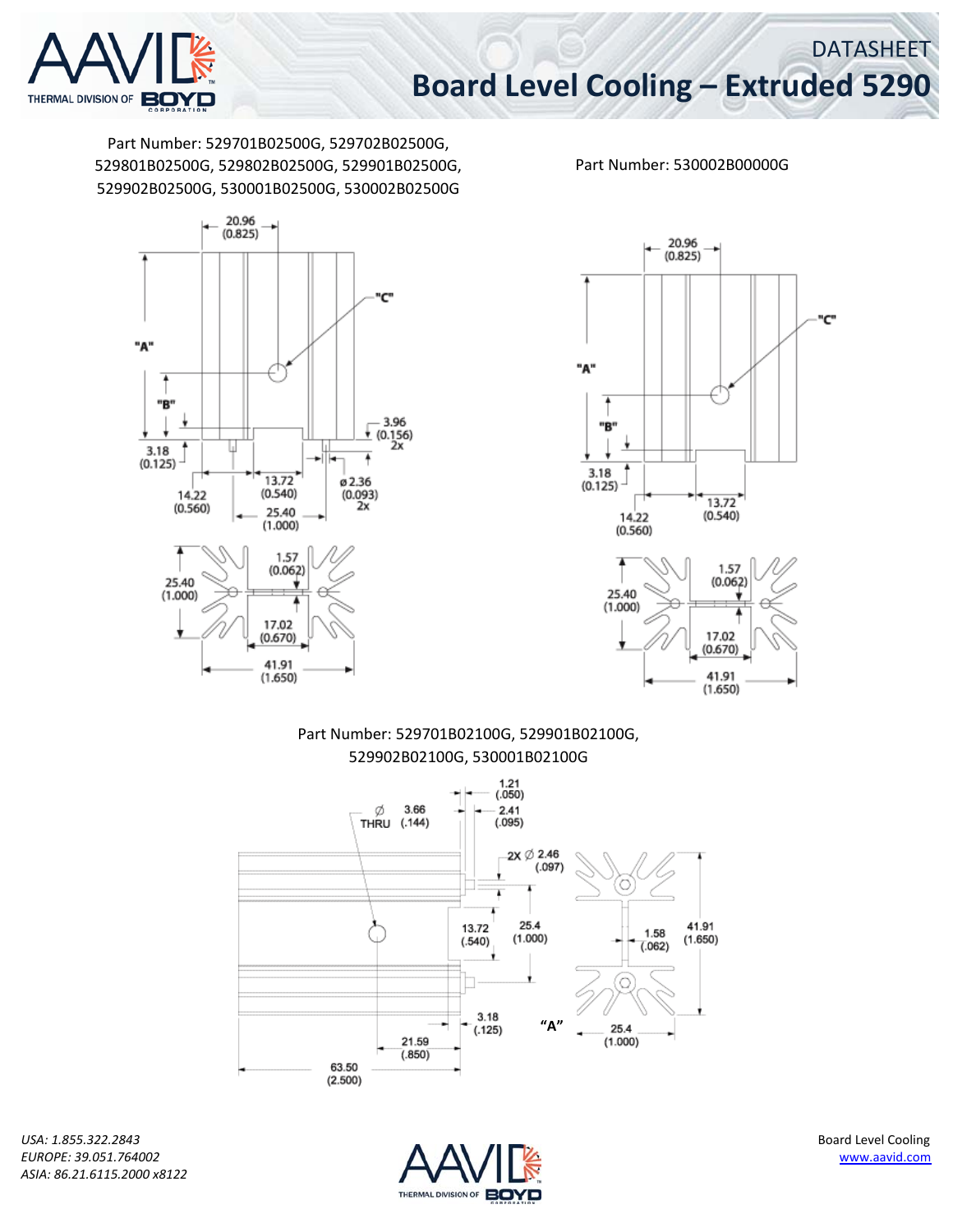Part Number: 529701B02500G, 529702B02500G, 529801B02500G, 529802B02500G, 529901B02500G, 529902B02500G, 530001B02500G, 530002B02500G

Part Number: 530002B00000G

Part Number: 529701B02100G, 529901B02100G, 529902B02100G, 530001B02100G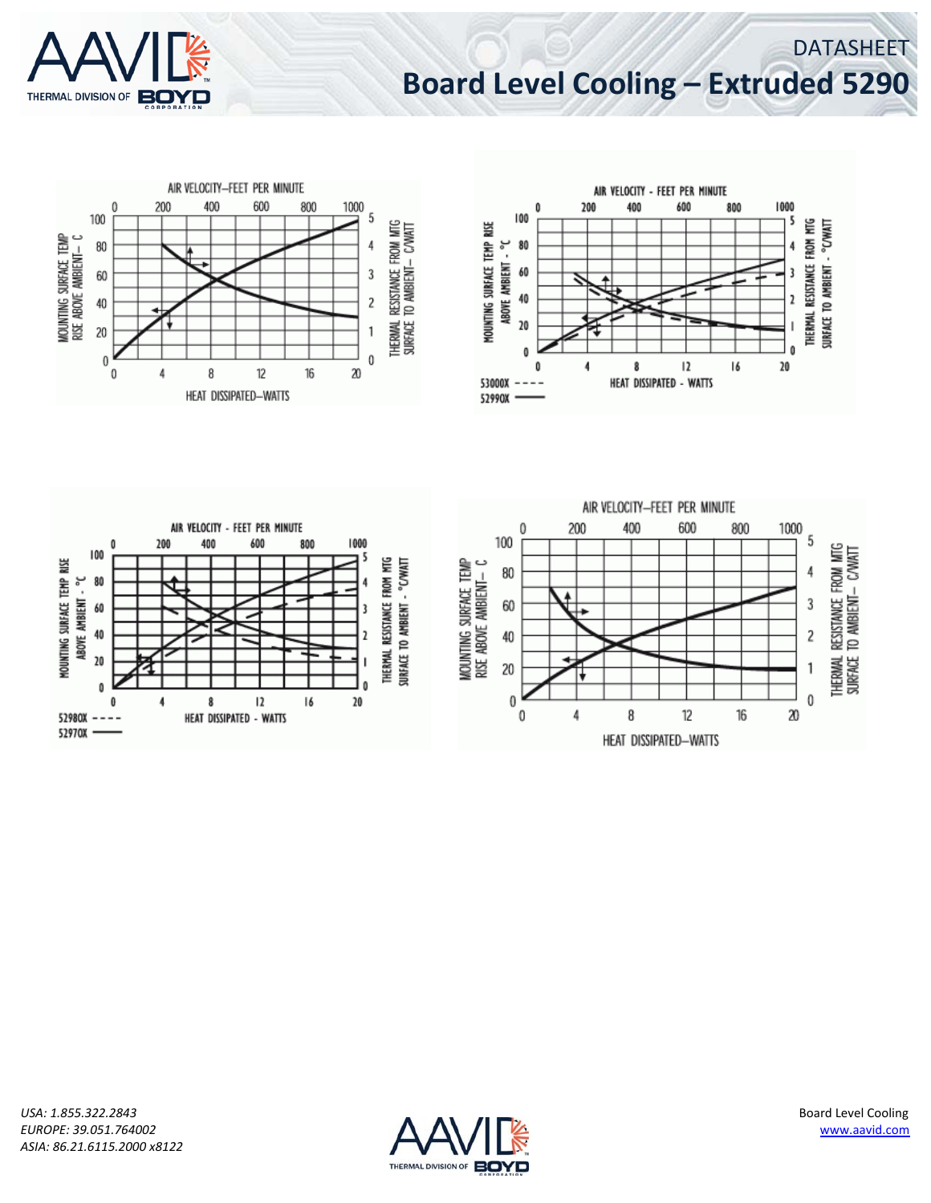# DATASHEET

# Board Level Cooling – Extruded 5290

AIR VELOCITY—FEET PER MINUTE

0 200 400 600 800 1000

MOUNTING SURFACE TEMP RISE ABOVE AMBIENT– C

100 80 60 40 20 0

THERMAL RESISTANCE FROM MTG SURFACE TO AMBIENT– C/WATT

5 4 3 2 1 0

0 4 8 12 16 20

HEAT DISSIPATED—WATTS

AIR VELOCITY - FEET PER MINUTE

0 200 400 600 800 1000

MOUNTING SURFACE TEMP RISE ABOVE AMBIENT - °C

100 80 60 40 20 0

THERMAL RESISTANCE FROM MTG SURFACE TO AMBIENT - °C/WATT

5 4 3 2 1 0

0 4 8 12 16 20

HEAT DISSIPATED - WATTS

53000X ----

52990X ——

AIR VELOCITY - FEET PER MINUTE

0 200 400 600 800 1000

MOUNTING SURFACE TEMP RISE ABOVE AMBIENT - °C

100 80 60 40 20 0

THERMAL RESISTANCE FROM MTG SURFACE TO AMBIENT - °C/WATT

5 4 3 2 1 0

0 4 8 12 16 20

HEAT DISSIPATED - WATTS

52980X ----

52970X ——

AIR VELOCITY—FEET PER MINUTE

0 200 400 600 800 1000

MOUNTING SURFACE TEMP RISE ABOVE AMBIENT– C

100 80 60 40 20 0

THERMAL RESISTANCE FROM MTG SURFACE TO AMBIENT– C/WATT

5 4 3 2 1 0

0 4 8 12 16 20

HEAT DISSIPATED—WATTS

*USA: 1.855.322.2843*
*EUROPE: 39.051.764002*
*ASIA: 86.21.6115.2000 x8122*

Board Level Cooling
[www.aavid.com](http://www.aavid.com)